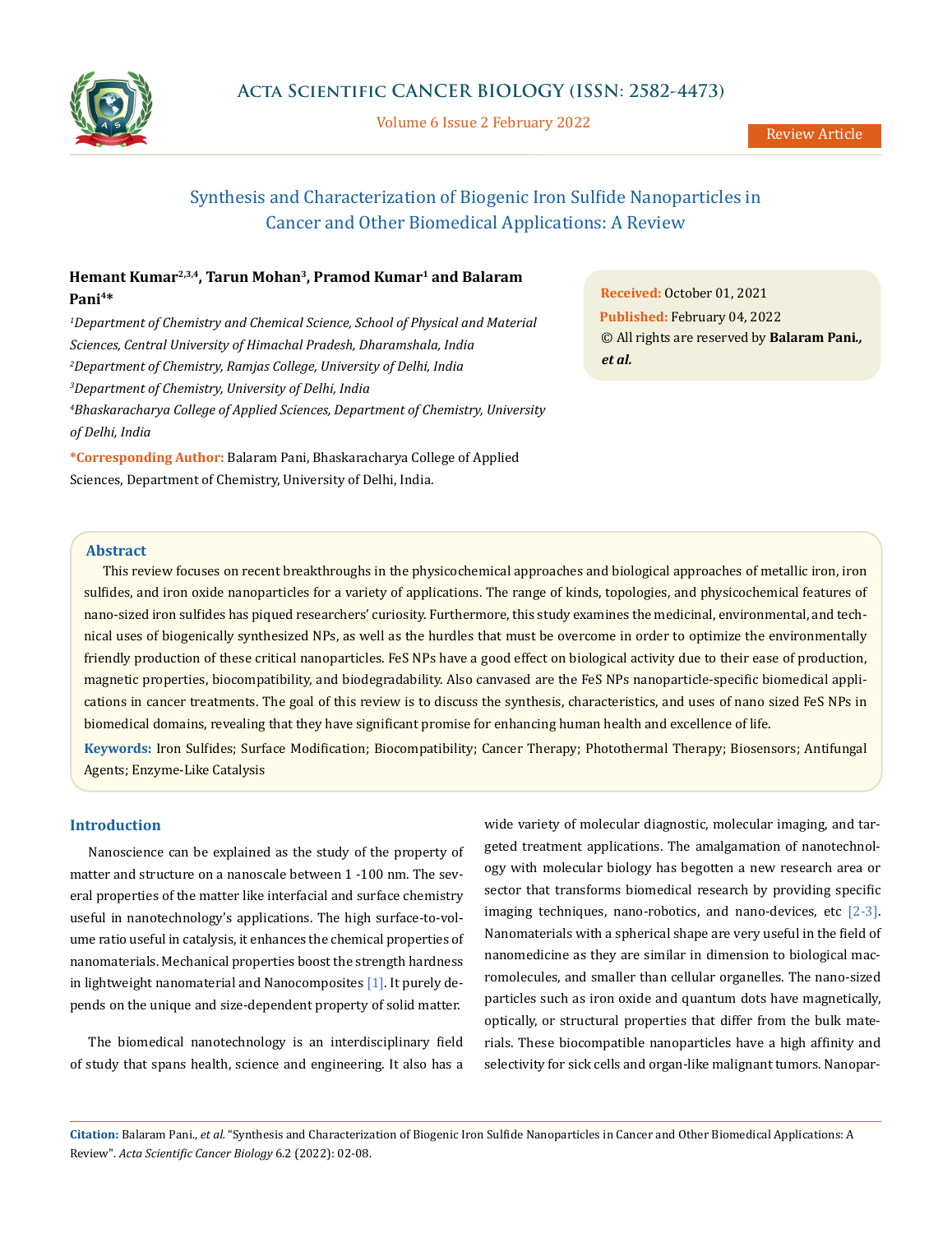# Synthesis and Characterization of Biogenic Iron Sulfide Nanoparticles in Cancer and Other Biomedical Applications: A Review

**Hemant Kumar[2,3,4], Tarun Mohan[3], Pramod Kumar[1] and Balaram Pani[4]***

[1]*Department of Chemistry and Chemical Science, School of Physical and Material Sciences, Central University of Himachal Pradesh, Dharamshala, India*

[2]*Department of Chemistry, Ramjas College, University of Delhi, India*

[3]*Department of Chemistry, University of Delhi, India*

[4]*Bhaskaracharya College of Applied Sciences, Department of Chemistry, University of Delhi, India*

***Corresponding Author:** Balaram Pani, Bhaskaracharya College of Applied Sciences, Department of Chemistry, University of Delhi, India.

**Received:** October 01, 2021

**Published:** February 04, 2022

© All rights are reserved by **Balaram Pani., *et al.***

## Abstract

This review focuses on recent breakthroughs in the physicochemical approaches and biological approaches of metallic iron, iron sulfides, and iron oxide nanoparticles for a variety of applications. The range of kinds, topologies, and physicochemical features of nano-sized iron sulfides has piqued researchers' curiosity. Furthermore, this study examines the medicinal, environmental, and technical uses of biogenically synthesized NPs, as well as the hurdles that must be overcome in order to optimize the environmentally friendly production of these critical nanoparticles. FeS NPs have a good effect on biological activity due to their ease of production, magnetic properties, biocompatibility, and biodegradability. Also canvased are the FeS NPs nanoparticle-specific biomedical applications in cancer treatments. The goal of this review is to discuss the synthesis, characteristics, and uses of nano sized FeS NPs in biomedical domains, revealing that they have significant promise for enhancing human health and excellence of life.

**Keywords:** Iron Sulfides; Surface Modification; Biocompatibility; Cancer Therapy; Photothermal Therapy; Biosensors; Antifungal Agents; Enzyme-Like Catalysis

## Introduction

Nanoscience can be explained as the study of the property of matter and structure on a nanoscale between 1 -100 nm. The several properties of the matter like interfacial and surface chemistry useful in nanotechnology's applications. The high surface-to-volume ratio useful in catalysis, it enhances the chemical properties of nanomaterials. Mechanical properties boost the strength hardness in lightweight nanomaterial and Nanocomposites [1]. It purely depends on the unique and size-dependent property of solid matter.

The biomedical nanotechnology is an interdisciplinary field of study that spans health, science and engineering. It also has a wide variety of molecular diagnostic, molecular imaging, and targeted treatment applications. The amalgamation of nanotechnology with molecular biology has begotten a new research area or sector that transforms biomedical research by providing specific imaging techniques, nano-robotics, and nano-devices, etc [2-3]. Nanomaterials with a spherical shape are very useful in the field of nanomedicine as they are similar in dimension to biological macromolecules, and smaller than cellular organelles. The nano-sized particles such as iron oxide and quantum dots have magnetically, optically, or structural properties that differ from the bulk materials. These biocompatible nanoparticles have a high affinity and selectivity for sick cells and organ-like malignant tumors. Nanopar-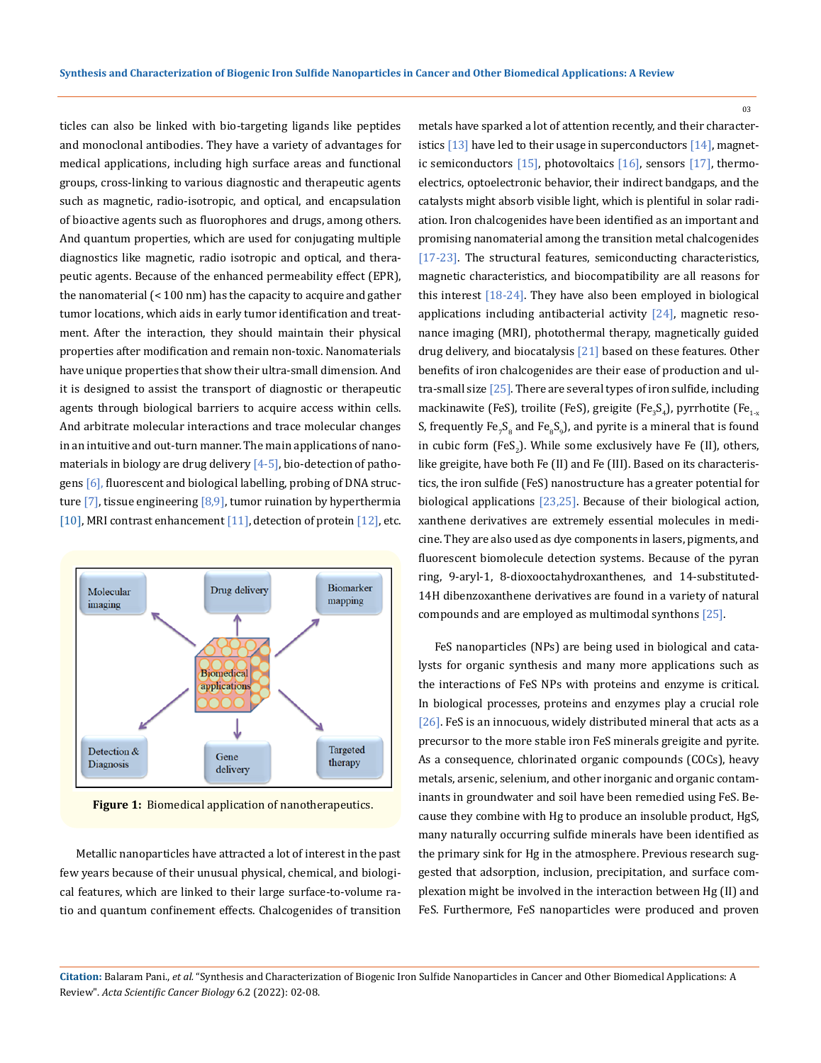ticles can also be linked with bio-targeting ligands like peptides and monoclonal antibodies. They have a variety of advantages for medical applications, including high surface areas and functional groups, cross-linking to various diagnostic and therapeutic agents such as magnetic, radio-isotropic, and optical, and encapsulation of bioactive agents such as fluorophores and drugs, among others. And quantum properties, which are used for conjugating multiple diagnostics like magnetic, radio isotropic and optical, and therapeutic agents. Because of the enhanced permeability effect (EPR), the nanomaterial (< 100 nm) has the capacity to acquire and gather tumor locations, which aids in early tumor identification and treatment. After the interaction, they should maintain their physical properties after modification and remain non-toxic. Nanomaterials have unique properties that show their ultra-small dimension. And it is designed to assist the transport of diagnostic or therapeutic agents through biological barriers to acquire access within cells. And arbitrate molecular interactions and trace molecular changes in an intuitive and out-turn manner. The main applications of nanomaterials in biology are drug delivery [4-5], bio-detection of pathogens [6], fluorescent and biological labelling, probing of DNA structure [7], tissue engineering [8,9], tumor ruination by hyperthermia [10], MRI contrast enhancement [11], detection of protein [12], etc.

Molecular imaging

Drug delivery

Biomarker mapping

Biomedical applications

Detection & Diagnosis

Gene delivery

Targeted therapy

**Figure 1:** Biomedical application of nanotherapeutics.

Metallic nanoparticles have attracted a lot of interest in the past few years because of their unusual physical, chemical, and biological features, which are linked to their large surface-to-volume ratio and quantum confinement effects. Chalcogenides of transition metals have sparked a lot of attention recently, and their characteristics [13] have led to their usage in superconductors [14], magnetic semiconductors [15], photovoltaics [16], sensors [17], thermoelectrics, optoelectronic behavior, their indirect bandgaps, and the catalysts might absorb visible light, which is plentiful in solar radiation. Iron chalcogenides have been identified as an important and promising nanomaterial among the transition metal chalcogenides [17-23]. The structural features, semiconducting characteristics, magnetic characteristics, and biocompatibility are all reasons for this interest [18-24]. They have also been employed in biological applications including antibacterial activity [24], magnetic resonance imaging (MRI), photothermal therapy, magnetically guided drug delivery, and biocatalysis [21] based on these features. Other benefits of iron chalcogenides are their ease of production and ultra-small size [25]. There are several types of iron sulfide, including mackinawite (FeS), troilite (FeS), greigite ($Fe_3S_4$), pyrrhotite ($Fe_{1-x}S$, frequently $Fe_7S_8$ and $Fe_8S_9$), and pyrite is a mineral that is found in cubic form ($FeS_2$). While some exclusively have Fe (II), others, like greigite, have both Fe (II) and Fe (III). Based on its characteristics, the iron sulfide (FeS) nanostructure has a greater potential for biological applications [23,25]. Because of their biological action, xanthene derivatives are extremely essential molecules in medicine. They are also used as dye components in lasers, pigments, and fluorescent biomolecule detection systems. Because of the pyran ring, 9-aryl-1, 8-dioxooctahydroxanthenes, and 14-substituted-14H dibenzoxanthene derivatives are found in a variety of natural compounds and are employed as multimodal synthons [25].

FeS nanoparticles (NPs) are being used in biological and catalysts for organic synthesis and many more applications such as the interactions of FeS NPs with proteins and enzyme is critical. In biological processes, proteins and enzymes play a crucial role [26]. FeS is an innocuous, widely distributed mineral that acts as a precursor to the more stable iron FeS minerals greigite and pyrite. As a consequence, chlorinated organic compounds (COCs), heavy metals, arsenic, selenium, and other inorganic and organic contaminants in groundwater and soil have been remedied using FeS. Because they combine with Hg to produce an insoluble product, HgS, many naturally occurring sulfide minerals have been identified as the primary sink for Hg in the atmosphere. Previous research suggested that adsorption, inclusion, precipitation, and surface complexation might be involved in the interaction between Hg (II) and FeS. Furthermore, FeS nanoparticles were produced and proven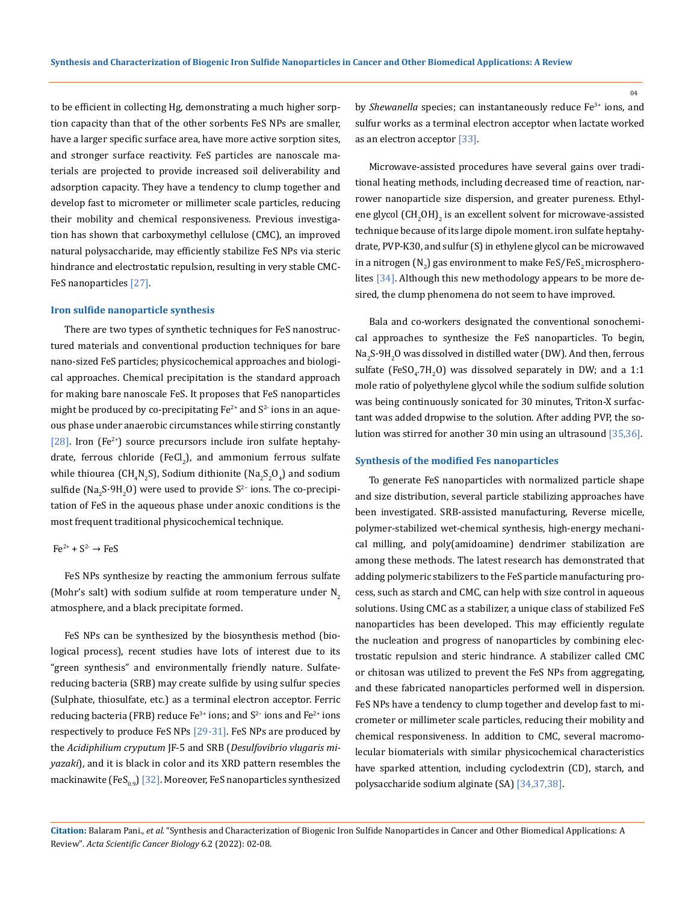to be efficient in collecting Hg, demonstrating a much higher sorption capacity than that of the other sorbents FeS NPs are smaller, have a larger specific surface area, have more active sorption sites, and stronger surface reactivity. FeS particles are nanoscale materials are projected to provide increased soil deliverability and adsorption capacity. They have a tendency to clump together and develop fast to micrometer or millimeter scale particles, reducing their mobility and chemical responsiveness. Previous investigation has shown that carboxymethyl cellulose (CMC), an improved natural polysaccharide, may efficiently stabilize FeS NPs via steric hindrance and electrostatic repulsion, resulting in very stable CMC-FeS nanoparticles [27].

## Iron sulfide nanoparticle synthesis

There are two types of synthetic techniques for FeS nanostructured materials and conventional production techniques for bare nano-sized FeS particles; physicochemical approaches and biological approaches. Chemical precipitation is the standard approach for making bare nanoscale FeS. It proposes that FeS nanoparticles might be produced by co-precipitating $Fe^{2+}$ and $S^{2-}$ ions in an aqueous phase under anaerobic circumstances while stirring constantly [28]. Iron ($Fe^{2+}$) source precursors include iron sulfate heptahydrate, ferrous chloride ($FeCl_2$), and ammonium ferrous sulfate while thiourea ($CH_4N_2S$), Sodium dithionite ($Na_2S_2O_4$) and sodium sulfide ($Na_2S{\cdot}9H_2O$) were used to provide $S^{2-}$ ions. The co-precipitation of FeS in the aqueous phase under anoxic conditions is the most frequent traditional physicochemical technique.

$$Fe^{2+} + S^{2-} \rightarrow FeS$$

FeS NPs synthesize by reacting the ammonium ferrous sulfate (Mohr's salt) with sodium sulfide at room temperature under $N_2$ atmosphere, and a black precipitate formed.

FeS NPs can be synthesized by the biosynthesis method (biological process), recent studies have lots of interest due to its "green synthesis" and environmentally friendly nature. Sulfate-reducing bacteria (SRB) may create sulfide by using sulfur species (Sulphate, thiosulfate, etc.) as a terminal electron acceptor. Ferric reducing bacteria (FRB) reduce $Fe^{3+}$ ions; and $S^{2-}$ ions and $Fe^{2+}$ ions respectively to produce FeS NPs [29-31]. FeS NPs are produced by the *Acidiphilium cryptum* JF-5 and SRB (*Desulfovibrio vlugaris miyazaki*), and it is black in color and its XRD pattern resembles the mackinawite ($FeS_{0.9}$) [32]. Moreover, FeS nanoparticles synthesized by *Shewanella* species; can instantaneously reduce $Fe^{3+}$ ions, and sulfur works as a terminal electron acceptor when lactate worked as an electron acceptor [33].

Microwave-assisted procedures have several gains over traditional heating methods, including decreased time of reaction, narrower nanoparticle size dispersion, and greater pureness. Ethylene glycol $(CH_2OH)_2$ is an excellent solvent for microwave-assisted technique because of its large dipole moment. iron sulfate heptahydrate, PVP-K30, and sulfur (S) in ethylene glycol can be microwaved in a nitrogen ($N_2$) gas environment to make $FeS/FeS_2$ microspherolites [34]. Although this new methodology appears to be more desired, the clump phenomena do not seem to have improved.

Bala and co-workers designated the conventional sonochemical approaches to synthesize the FeS nanoparticles. To begin, $Na_2S{\cdot}9H_2O$ was dissolved in distilled water (DW). And then, ferrous sulfate ($FeSO_4.7H_2O$) was dissolved separately in DW; and a 1:1 mole ratio of polyethylene glycol while the sodium sulfide solution was being continuously sonicated for 30 minutes, Triton-X surfactant was added dropwise to the solution. After adding PVP, the solution was stirred for another 30 min using an ultrasound [35,36].

## Synthesis of the modified Fes nanoparticles

To generate FeS nanoparticles with normalized particle shape and size distribution, several particle stabilizing approaches have been investigated. SRB-assisted manufacturing, Reverse micelle, polymer-stabilized wet-chemical synthesis, high-energy mechanical milling, and poly(amidoamine) dendrimer stabilization are among these methods. The latest research has demonstrated that adding polymeric stabilizers to the FeS particle manufacturing process, such as starch and CMC, can help with size control in aqueous solutions. Using CMC as a stabilizer, a unique class of stabilized FeS nanoparticles has been developed. This may efficiently regulate the nucleation and progress of nanoparticles by combining electrostatic repulsion and steric hindrance. A stabilizer called CMC or chitosan was utilized to prevent the FeS NPs from aggregating, and these fabricated nanoparticles performed well in dispersion. FeS NPs have a tendency to clump together and develop fast to micrometer or millimeter scale particles, reducing their mobility and chemical responsiveness. In addition to CMC, several macromolecular biomaterials with similar physicochemical characteristics have sparked attention, including cyclodextrin (CD), starch, and polysaccharide sodium alginate (SA) [34,37,38].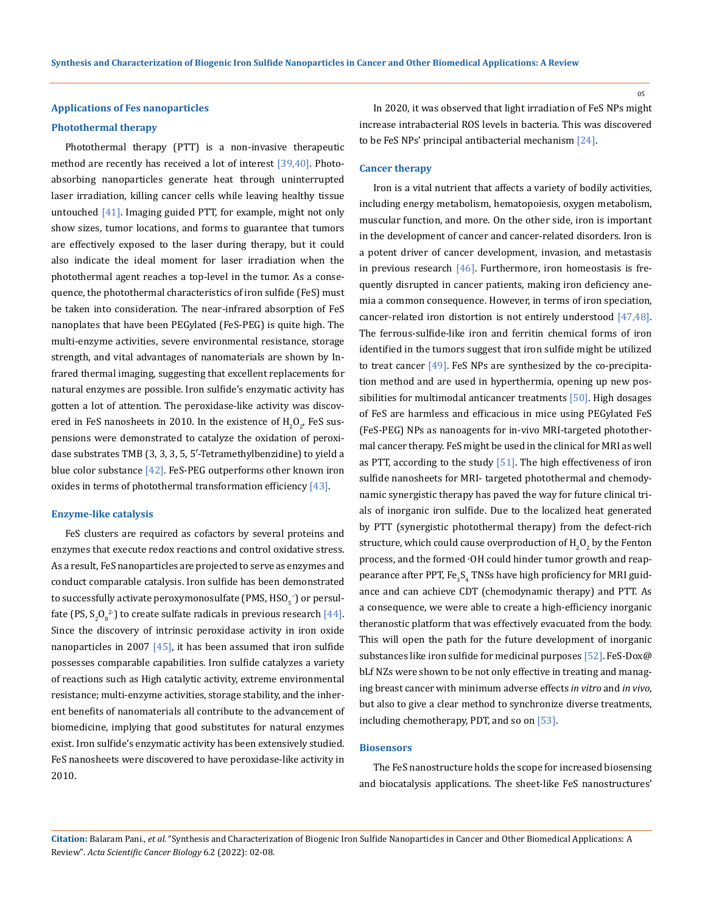## Applications of Fes nanoparticles

### Photothermal therapy

Photothermal therapy (PTT) is a non-invasive therapeutic method are recently has received a lot of interest [39,40]. Photo-absorbing nanoparticles generate heat through uninterrupted laser irradiation, killing cancer cells while leaving healthy tissue untouched [41]. Imaging guided PTT, for example, might not only show sizes, tumor locations, and forms to guarantee that tumors are effectively exposed to the laser during therapy, but it could also indicate the ideal moment for laser irradiation when the photothermal agent reaches a top-level in the tumor. As a consequence, the photothermal characteristics of iron sulfide (FeS) must be taken into consideration. The near-infrared absorption of FeS nanoplates that have been PEGylated (FeS-PEG) is quite high. The multi-enzyme activities, severe environmental resistance, storage strength, and vital advantages of nanomaterials are shown by Infrared thermal imaging, suggesting that excellent replacements for natural enzymes are possible. Iron sulfide's enzymatic activity has gotten a lot of attention. The peroxidase-like activity was discovered in FeS nanosheets in 2010. In the existence of $H_2O_2$, FeS suspensions were demonstrated to catalyze the oxidation of peroxidase substrates TMB (3, 3, 3, 5, 5′-Tetramethylbenzidine) to yield a blue color substance [42]. FeS-PEG outperforms other known iron oxides in terms of photothermal transformation efficiency [43].

### Enzyme-like catalysis

FeS clusters are required as cofactors by several proteins and enzymes that execute redox reactions and control oxidative stress. As a result, FeS nanoparticles are projected to serve as enzymes and conduct comparable catalysis. Iron sulfide has been demonstrated to successfully activate peroxymonosulfate (PMS, $HSO_5^-$) or persulfate (PS, $S_2O_8^{2-}$) to create sulfate radicals in previous research [44]. Since the discovery of intrinsic peroxidase activity in iron oxide nanoparticles in 2007 [45], it has been assumed that iron sulfide possesses comparable capabilities. Iron sulfide catalyzes a variety of reactions such as High catalytic activity, extreme environmental resistance; multi-enzyme activities, storage stability, and the inherent benefits of nanomaterials all contribute to the advancement of biomedicine, implying that good substitutes for natural enzymes exist. Iron sulfide's enzymatic activity has been extensively studied. FeS nanosheets were discovered to have peroxidase-like activity in 2010.

In 2020, it was observed that light irradiation of FeS NPs might increase intrabacterial ROS levels in bacteria. This was discovered to be FeS NPs' principal antibacterial mechanism [24].

### Cancer therapy

Iron is a vital nutrient that affects a variety of bodily activities, including energy metabolism, hematopoiesis, oxygen metabolism, muscular function, and more. On the other side, iron is important in the development of cancer and cancer-related disorders. Iron is a potent driver of cancer development, invasion, and metastasis in previous research [46]. Furthermore, iron homeostasis is frequently disrupted in cancer patients, making iron deficiency anemia a common consequence. However, in terms of iron speciation, cancer-related iron distortion is not entirely understood [47,48]. The ferrous-sulfide-like iron and ferritin chemical forms of iron identified in the tumors suggest that iron sulfide might be utilized to treat cancer [49]. FeS NPs are synthesized by the co-precipitation method and are used in hyperthermia, opening up new possibilities for multimodal anticancer treatments [50]. High dosages of FeS are harmless and efficacious in mice using PEGylated FeS (FeS-PEG) NPs as nanoagents for in-vivo MRI-targeted photothermal cancer therapy. FeS might be used in the clinical for MRI as well as PTT, according to the study [51]. The high effectiveness of iron sulfide nanosheets for MRI- targeted photothermal and chemodynamic synergistic therapy has paved the way for future clinical trials of inorganic iron sulfide. Due to the localized heat generated by PTT (synergistic photothermal therapy) from the defect-rich structure, which could cause overproduction of $H_2O_2$ by the Fenton process, and the formed ·OH could hinder tumor growth and reappearance after PPT, $Fe_3S_4$ TNSs have high proficiency for MRI guidance and can achieve CDT (chemodynamic therapy) and PTT. As a consequence, we were able to create a high-efficiency inorganic theranostic platform that was effectively evacuated from the body. This will open the path for the future development of inorganic substances like iron sulfide for medicinal purposes [52]. FeS-Dox@bLf NZs were shown to be not only effective in treating and managing breast cancer with minimum adverse effects *in vitro* and *in vivo*, but also to give a clear method to synchronize diverse treatments, including chemotherapy, PDT, and so on [53].

### Biosensors

The FeS nanostructure holds the scope for increased biosensing and biocatalysis applications. The sheet-like FeS nanostructures'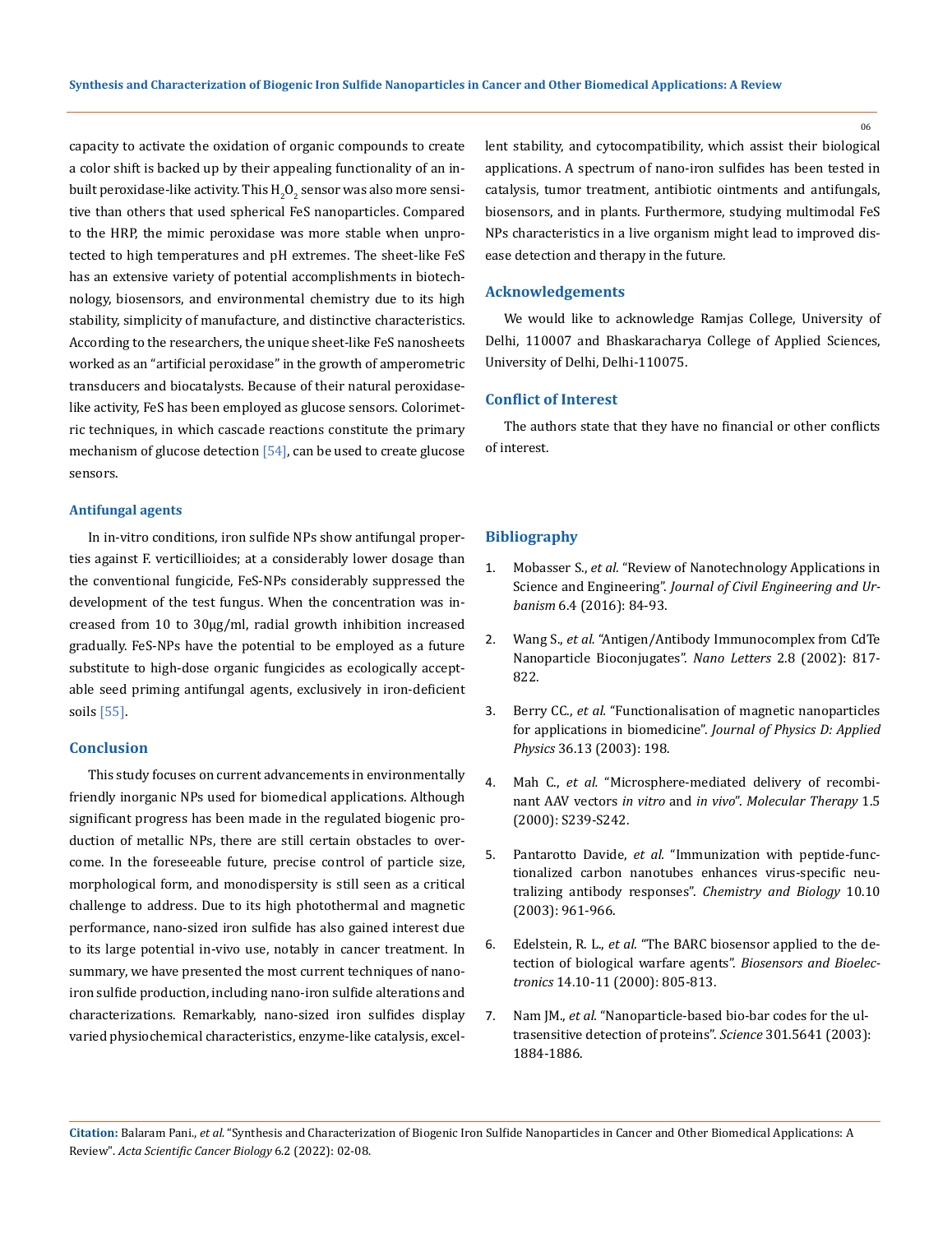capacity to activate the oxidation of organic compounds to create a color shift is backed up by their appealing functionality of an in-built peroxidase-like activity. This $H_2O_2$ sensor was also more sensitive than others that used spherical FeS nanoparticles. Compared to the HRP, the mimic peroxidase was more stable when unprotected to high temperatures and pH extremes. The sheet-like FeS has an extensive variety of potential accomplishments in biotechnology, biosensors, and environmental chemistry due to its high stability, simplicity of manufacture, and distinctive characteristics. According to the researchers, the unique sheet-like FeS nanosheets worked as an "artificial peroxidase" in the growth of amperometric transducers and biocatalysts. Because of their natural peroxidase-like activity, FeS has been employed as glucose sensors. Colorimetric techniques, in which cascade reactions constitute the primary mechanism of glucose detection [54], can be used to create glucose sensors.

### Antifungal agents

In in-vitro conditions, iron sulfide NPs show antifungal properties against F. verticillioides; at a considerably lower dosage than the conventional fungicide, FeS-NPs considerably suppressed the development of the test fungus. When the concentration was increased from 10 to 30μg/ml, radial growth inhibition increased gradually. FeS-NPs have the potential to be employed as a future substitute to high-dose organic fungicides as ecologically acceptable seed priming antifungal agents, exclusively in iron-deficient soils [55].

## Conclusion

This study focuses on current advancements in environmentally friendly inorganic NPs used for biomedical applications. Although significant progress has been made in the regulated biogenic production of metallic NPs, there are still certain obstacles to overcome. In the foreseeable future, precise control of particle size, morphological form, and monodispersity is still seen as a critical challenge to address. Due to its high photothermal and magnetic performance, nano-sized iron sulfide has also gained interest due to its large potential in-vivo use, notably in cancer treatment. In summary, we have presented the most current techniques of nano-iron sulfide production, including nano-iron sulfide alterations and characterizations. Remarkably, nano-sized iron sulfides display varied physiochemical characteristics, enzyme-like catalysis, excellent stability, and cytocompatibility, which assist their biological applications. A spectrum of nano-iron sulfides has been tested in catalysis, tumor treatment, antibiotic ointments and antifungals, biosensors, and in plants. Furthermore, studying multimodal FeS NPs characteristics in a live organism might lead to improved disease detection and therapy in the future.

## Acknowledgements

We would like to acknowledge Ramjas College, University of Delhi, 110007 and Bhaskaracharya College of Applied Sciences, University of Delhi, Delhi-110075.

## Conflict of Interest

The authors state that they have no financial or other conflicts of interest.

## Bibliography

1. Mobasser S., *et al.* "Review of Nanotechnology Applications in Science and Engineering". *Journal of Civil Engineering and Urbanism* 6.4 (2016): 84-93.
2. Wang S., *et al.* "Antigen/Antibody Immunocomplex from CdTe Nanoparticle Bioconjugates". *Nano Letters* 2.8 (2002): 817-822.
3. Berry CC., *et al.* "Functionalisation of magnetic nanoparticles for applications in biomedicine". *Journal of Physics D: Applied Physics* 36.13 (2003): 198.
4. Mah C., *et al.* "Microsphere-mediated delivery of recombinant AAV vectors *in vitro* and *in vivo*". *Molecular Therapy* 1.5 (2000): S239-S242.
5. Pantarotto Davide, *et al.* "Immunization with peptide-functionalized carbon nanotubes enhances virus-specific neutralizing antibody responses". *Chemistry and Biology* 10.10 (2003): 961-966.
6. Edelstein, R. L., *et al.* "The BARC biosensor applied to the detection of biological warfare agents". *Biosensors and Bioelectronics* 14.10-11 (2000): 805-813.
7. Nam JM., *et al.* "Nanoparticle-based bio-bar codes for the ultrasensitive detection of proteins". *Science* 301.5641 (2003): 1884-1886.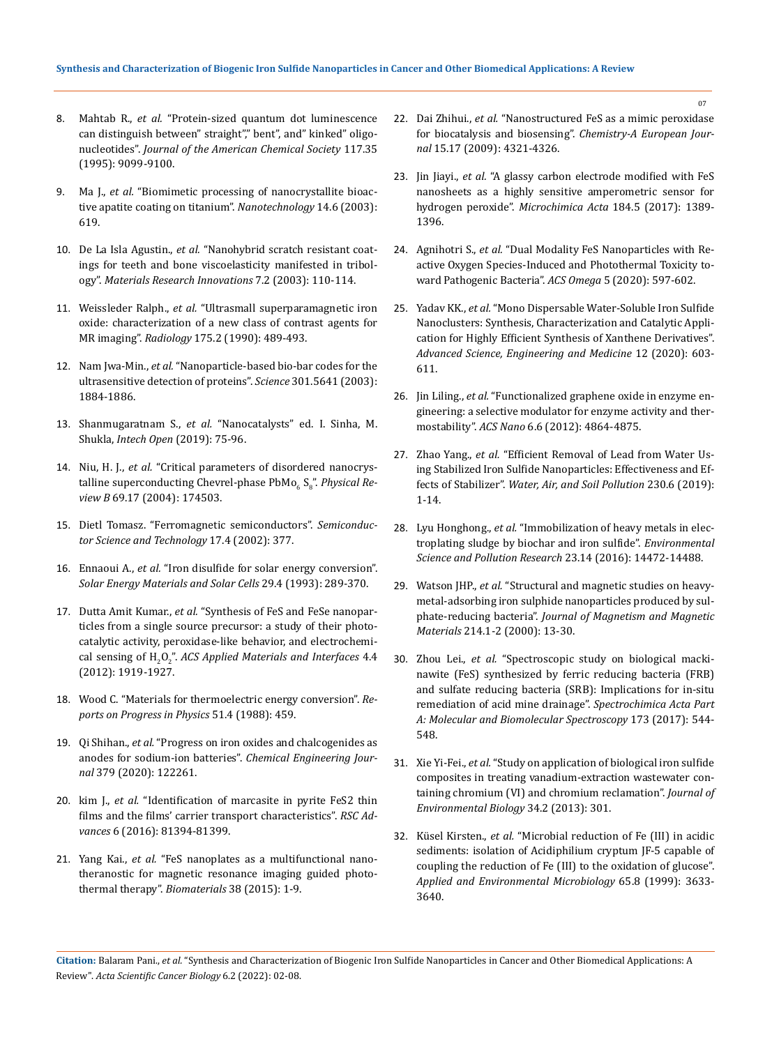8. Mahtab R., *et al.* "Protein-sized quantum dot luminescence can distinguish between" straight"," bent", and" kinked" oligonucleotides". *Journal of the American Chemical Society* 117.35 (1995): 9099-9100.

9. Ma J., *et al.* "Biomimetic processing of nanocrystallite bioactive apatite coating on titanium". *Nanotechnology* 14.6 (2003): 619.

10. De La Isla Agustin., *et al.* "Nanohybrid scratch resistant coatings for teeth and bone viscoelasticity manifested in tribology". *Materials Research Innovations* 7.2 (2003): 110-114.

11. Weissleder Ralph., *et al.* "Ultrasmall superparamagnetic iron oxide: characterization of a new class of contrast agents for MR imaging". *Radiology* 175.2 (1990): 489-493.

12. Nam Jwa-Min., *et al.* "Nanoparticle-based bio-bar codes for the ultrasensitive detection of proteins". *Science* 301.5641 (2003): 1884-1886.

13. Shanmugaratnam S., *et al.* "Nanocatalysts" ed. I. Sinha, M. Shukla, *Intech Open* (2019): 75-96.

14. Niu, H. J., *et al.* "Critical parameters of disordered nanocrystalline superconducting Chevrel-phase $PbMo_6 S_8$". *Physical Review B* 69.17 (2004): 174503.

15. Dietl Tomasz. "Ferromagnetic semiconductors". *Semiconductor Science and Technology* 17.4 (2002): 377.

16. Ennaoui A., *et al.* "Iron disulfide for solar energy conversion". *Solar Energy Materials and Solar Cells* 29.4 (1993): 289-370.

17. Dutta Amit Kumar., *et al.* "Synthesis of FeS and FeSe nanoparticles from a single source precursor: a study of their photocatalytic activity, peroxidase-like behavior, and electrochemical sensing of $H_2O_2$". *ACS Applied Materials and Interfaces* 4.4 (2012): 1919-1927.

18. Wood C. "Materials for thermoelectric energy conversion". *Reports on Progress in Physics* 51.4 (1988): 459.

19. Qi Shihan., *et al.* "Progress on iron oxides and chalcogenides as anodes for sodium-ion batteries". *Chemical Engineering Journal* 379 (2020): 122261.

20. kim J., *et al.* "Identification of marcasite in pyrite FeS2 thin films and the films' carrier transport characteristics". *RSC Advances* 6 (2016): 81394-81399.

21. Yang Kai., *et al.* "FeS nanoplates as a multifunctional nanotheranostic for magnetic resonance imaging guided photothermal therapy". *Biomaterials* 38 (2015): 1-9.

22. Dai Zhihui., *et al.* "Nanostructured FeS as a mimic peroxidase for biocatalysis and biosensing". *Chemistry-A European Journal* 15.17 (2009): 4321-4326.

23. Jin Jiayi., *et al.* "A glassy carbon electrode modified with FeS nanosheets as a highly sensitive amperometric sensor for hydrogen peroxide". *Microchimica Acta* 184.5 (2017): 1389-1396.

24. Agnihotri S., *et al.* "Dual Modality FeS Nanoparticles with Reactive Oxygen Species-Induced and Photothermal Toxicity toward Pathogenic Bacteria". *ACS Omega* 5 (2020): 597-602.

25. Yadav KK., *et al.* "Mono Dispersable Water-Soluble Iron Sulfide Nanoclusters: Synthesis, Characterization and Catalytic Application for Highly Efficient Synthesis of Xanthene Derivatives". *Advanced Science, Engineering and Medicine* 12 (2020): 603-611.

26. Jin Liling., *et al.* "Functionalized graphene oxide in enzyme engineering: a selective modulator for enzyme activity and thermostability". *ACS Nano* 6.6 (2012): 4864-4875.

27. Zhao Yang., *et al.* "Efficient Removal of Lead from Water Using Stabilized Iron Sulfide Nanoparticles: Effectiveness and Effects of Stabilizer". *Water, Air, and Soil Pollution* 230.6 (2019): 1-14.

28. Lyu Honghong., *et al.* "Immobilization of heavy metals in electroplating sludge by biochar and iron sulfide". *Environmental Science and Pollution Research* 23.14 (2016): 14472-14488.

29. Watson JHP., *et al.* "Structural and magnetic studies on heavy-metal-adsorbing iron sulphide nanoparticles produced by sulphate-reducing bacteria". *Journal of Magnetism and Magnetic Materials* 214.1-2 (2000): 13-30.

30. Zhou Lei., *et al.* "Spectroscopic study on biological mackinawite (FeS) synthesized by ferric reducing bacteria (FRB) and sulfate reducing bacteria (SRB): Implications for in-situ remediation of acid mine drainage". *Spectrochimica Acta Part A: Molecular and Biomolecular Spectroscopy* 173 (2017): 544-548.

31. Xie Yi-Fei., *et al.* "Study on application of biological iron sulfide composites in treating vanadium-extraction wastewater containing chromium (VI) and chromium reclamation". *Journal of Environmental Biology* 34.2 (2013): 301.

32. Küsel Kirsten., *et al.* "Microbial reduction of Fe (III) in acidic sediments: isolation of Acidiphilium cryptum JF-5 capable of coupling the reduction of Fe (III) to the oxidation of glucose". *Applied and Environmental Microbiology* 65.8 (1999): 3633-3640.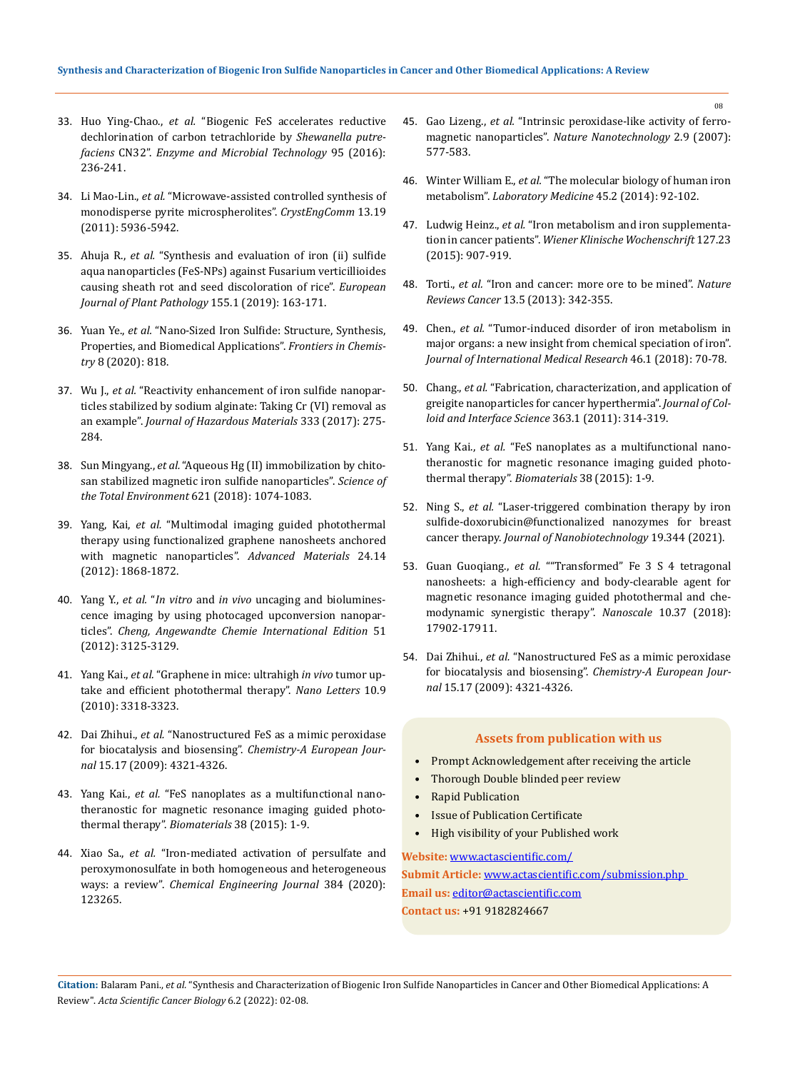33. Huo Ying-Chao., *et al.* "Biogenic FeS accelerates reductive dechlorination of carbon tetrachloride by *Shewanella putrefaciens* CN32". *Enzyme and Microbial Technology* 95 (2016): 236-241.

34. Li Mao-Lin., *et al.* "Microwave-assisted controlled synthesis of monodisperse pyrite microspherolites". *CrystEngComm* 13.19 (2011): 5936-5942.

35. Ahuja R., *et al.* "Synthesis and evaluation of iron (ii) sulfide aqua nanoparticles (FeS-NPs) against Fusarium verticillioides causing sheath rot and seed discoloration of rice". *European Journal of Plant Pathology* 155.1 (2019): 163-171.

36. Yuan Ye., *et al.* "Nano-Sized Iron Sulfide: Structure, Synthesis, Properties, and Biomedical Applications". *Frontiers in Chemistry* 8 (2020): 818.

37. Wu J., *et al.* "Reactivity enhancement of iron sulfide nanoparticles stabilized by sodium alginate: Taking Cr (VI) removal as an example". *Journal of Hazardous Materials* 333 (2017): 275-284.

38. Sun Mingyang., *et al.* "Aqueous Hg (II) immobilization by chitosan stabilized magnetic iron sulfide nanoparticles". *Science of the Total Environment* 621 (2018): 1074-1083.

39. Yang, Kai, *et al.* "Multimodal imaging guided photothermal therapy using functionalized graphene nanosheets anchored with magnetic nanoparticles". *Advanced Materials* 24.14 (2012): 1868-1872.

40. Yang Y., *et al.* "*In vitro* and *in vivo* uncaging and bioluminescence imaging by using photocaged upconversion nanoparticles". *Cheng, Angewandte Chemie International Edition* 51 (2012): 3125-3129.

41. Yang Kai., *et al.* "Graphene in mice: ultrahigh *in vivo* tumor uptake and efficient photothermal therapy". *Nano Letters* 10.9 (2010): 3318-3323.

42. Dai Zhihui., *et al.* "Nanostructured FeS as a mimic peroxidase for biocatalysis and biosensing". *Chemistry-A European Journal* 15.17 (2009): 4321-4326.

43. Yang Kai., *et al.* "FeS nanoplates as a multifunctional nanotheranostic for magnetic resonance imaging guided photothermal therapy". *Biomaterials* 38 (2015): 1-9.

44. Xiao Sa., *et al.* "Iron-mediated activation of persulfate and peroxymonosulfate in both homogeneous and heterogeneous ways: a review". *Chemical Engineering Journal* 384 (2020): 123265.

45. Gao Lizeng., *et al.* "Intrinsic peroxidase-like activity of ferromagnetic nanoparticles". *Nature Nanotechnology* 2.9 (2007): 577-583.

46. Winter William E., *et al.* "The molecular biology of human iron metabolism". *Laboratory Medicine* 45.2 (2014): 92-102.

47. Ludwig Heinz., *et al.* "Iron metabolism and iron supplementation in cancer patients". *Wiener Klinische Wochenschrift* 127.23 (2015): 907-919.

48. Torti., *et al.* "Iron and cancer: more ore to be mined". *Nature Reviews Cancer* 13.5 (2013): 342-355.

49. Chen., *et al.* "Tumor-induced disorder of iron metabolism in major organs: a new insight from chemical speciation of iron". *Journal of International Medical Research* 46.1 (2018): 70-78.

50. Chang., *et al.* "Fabrication, characterization, and application of greigite nanoparticles for cancer hyperthermia". *Journal of Colloid and Interface Science* 363.1 (2011): 314-319.

51. Yang Kai., *et al.* "FeS nanoplates as a multifunctional nanotheranostic for magnetic resonance imaging guided photothermal therapy". *Biomaterials* 38 (2015): 1-9.

52. Ning S., *et al.* "Laser-triggered combination therapy by iron sulfide-doxorubicin@functionalized nanozymes for breast cancer therapy. *Journal of Nanobiotechnology* 19.344 (2021).

53. Guan Guoqiang., *et al.* ""Transformed" Fe 3 S 4 tetragonal nanosheets: a high-efficiency and body-clearable agent for magnetic resonance imaging guided photothermal and chemodynamic synergistic therapy". *Nanoscale* 10.37 (2018): 17902-17911.

54. Dai Zhihui., *et al.* "Nanostructured FeS as a mimic peroxidase for biocatalysis and biosensing". *Chemistry-A European Journal* 15.17 (2009): 4321-4326.

**Assets from publication with us**

- Prompt Acknowledgement after receiving the article
- Thorough Double blinded peer review
- Rapid Publication
- Issue of Publication Certificate
- High visibility of your Published work

**Website:** www.actascientific.com/
**Submit Article:** www.actascientific.com/submission.php
**Email us:** editor@actascientific.com
**Contact us:** +91 9182824667